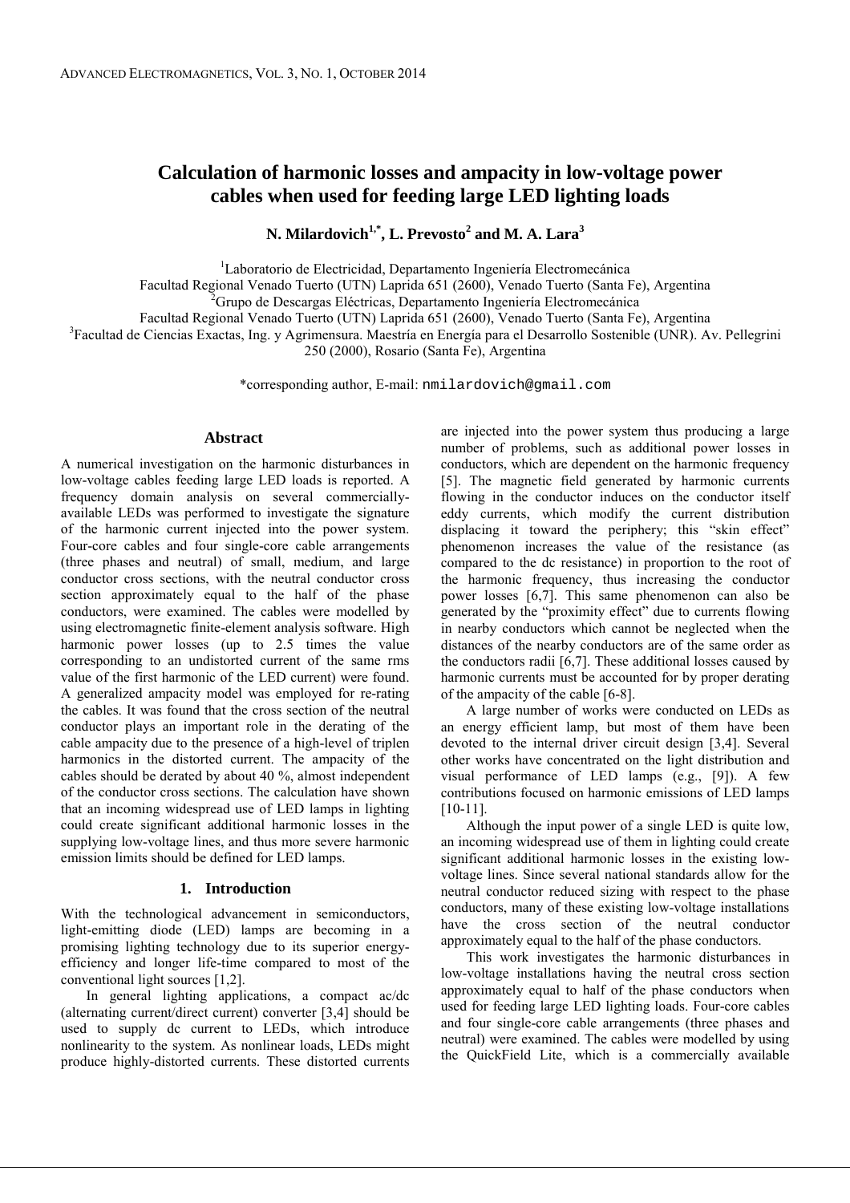# Calculation of harmonic losses and ampacity in low-voltage power cables when used for feeding large LED lighting loads

**N. Milardovich[1,*], L. Prevosto[2] and M. A. Lara[3]**

[1]Laboratorio de Electricidad, Departamento Ingeniería Electromecánica
Facultad Regional Venado Tuerto (UTN) Laprida 651 (2600), Venado Tuerto (Santa Fe), Argentina
[2]Grupo de Descargas Eléctricas, Departamento Ingeniería Electromecánica
Facultad Regional Venado Tuerto (UTN) Laprida 651 (2600), Venado Tuerto (Santa Fe), Argentina
[3]Facultad de Ciencias Exactas, Ing. y Agrimensura. Maestría en Energía para el Desarrollo Sostenible (UNR). Av. Pellegrini 250 (2000), Rosario (Santa Fe), Argentina

*corresponding author, E-mail: nmilardovich@gmail.com

## Abstract

A numerical investigation on the harmonic disturbances in low-voltage cables feeding large LED loads is reported. A frequency domain analysis on several commercially-available LEDs was performed to investigate the signature of the harmonic current injected into the power system. Four-core cables and four single-core cable arrangements (three phases and neutral) of small, medium, and large conductor cross sections, with the neutral conductor cross section approximately equal to the half of the phase conductors, were examined. The cables were modelled by using electromagnetic finite-element analysis software. High harmonic power losses (up to 2.5 times the value corresponding to an undistorted current of the same rms value of the first harmonic of the LED current) were found. A generalized ampacity model was employed for re-rating the cables. It was found that the cross section of the neutral conductor plays an important role in the derating of the cable ampacity due to the presence of a high-level of triplen harmonics in the distorted current. The ampacity of the cables should be derated by about 40 %, almost independent of the conductor cross sections. The calculation have shown that an incoming widespread use of LED lamps in lighting could create significant additional harmonic losses in the supplying low-voltage lines, and thus more severe harmonic emission limits should be defined for LED lamps.

## 1. Introduction

With the technological advancement in semiconductors, light-emitting diode (LED) lamps are becoming in a promising lighting technology due to its superior energy-efficiency and longer life-time compared to most of the conventional light sources [1,2].

In general lighting applications, a compact ac/dc (alternating current/direct current) converter [3,4] should be used to supply dc current to LEDs, which introduce nonlinearity to the system. As nonlinear loads, LEDs might produce highly-distorted currents. These distorted currents are injected into the power system thus producing a large number of problems, such as additional power losses in conductors, which are dependent on the harmonic frequency [5]. The magnetic field generated by harmonic currents flowing in the conductor induces on the conductor itself eddy currents, which modify the current distribution displacing it toward the periphery; this "skin effect" phenomenon increases the value of the resistance (as compared to the dc resistance) in proportion to the root of the harmonic frequency, thus increasing the conductor power losses [6,7]. This same phenomenon can also be generated by the "proximity effect" due to currents flowing in nearby conductors which cannot be neglected when the distances of the nearby conductors are of the same order as the conductors radii [6,7]. These additional losses caused by harmonic currents must be accounted for by proper derating of the ampacity of the cable [6-8].

A large number of works were conducted on LEDs as an energy efficient lamp, but most of them have been devoted to the internal driver circuit design [3,4]. Several other works have concentrated on the light distribution and visual performance of LED lamps (e.g., [9]). A few contributions focused on harmonic emissions of LED lamps [10-11].

Although the input power of a single LED is quite low, an incoming widespread use of them in lighting could create significant additional harmonic losses in the existing low-voltage lines. Since several national standards allow for the neutral conductor reduced sizing with respect to the phase conductors, many of these existing low-voltage installations have the cross section of the neutral conductor approximately equal to the half of the phase conductors.

This work investigates the harmonic disturbances in low-voltage installations having the neutral cross section approximately equal to half of the phase conductors when used for feeding large LED lighting loads. Four-core cables and four single-core cable arrangements (three phases and neutral) were examined. The cables were modelled by using the QuickField Lite, which is a commercially available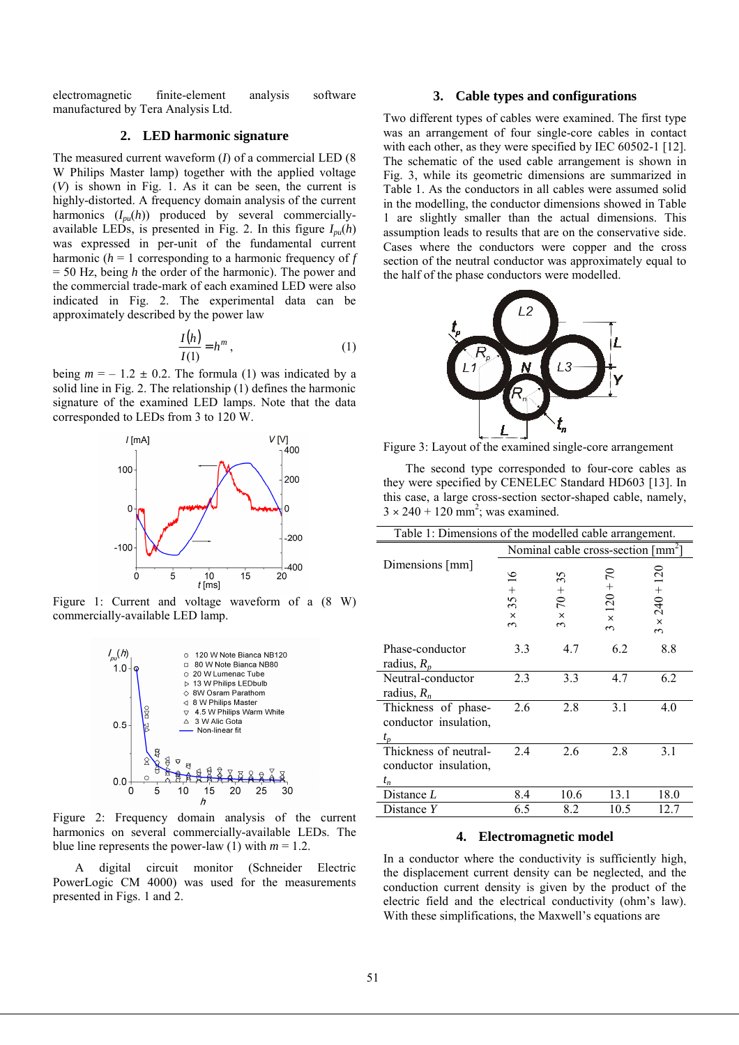electromagnetic finite-element analysis software manufactured by Tera Analysis Ltd.

## 2. LED harmonic signature

The measured current waveform ($I$) of a commercial LED (8 W Philips Master lamp) together with the applied voltage ($V$) is shown in Fig. 1. As it can be seen, the current is highly-distorted. A frequency domain analysis of the current harmonics ($I_{pu}(h)$) produced by several commercially-available LEDs, is presented in Fig. 2. In this figure $I_{pu}(h)$ was expressed in per-unit of the fundamental current harmonic ($h$ = 1 corresponding to a harmonic frequency of $f$ = 50 Hz, being $h$ the order of the harmonic). The power and the commercial trade-mark of each examined LED were also indicated in Fig. 2. The experimental data can be approximately described by the power law

$$\frac{I(h)}{I(1)} = h^m , \tag{1}$$

being $m$ = – 1.2 ± 0.2. The formula (1) was indicated by a solid line in Fig. 2. The relationship (1) defines the harmonic signature of the examined LED lamps. Note that the data corresponded to LEDs from 3 to 120 W.

Figure 1: Current and voltage waveform of a (8 W) commercially-available LED lamp.

Figure 2: Frequency domain analysis of the current harmonics on several commercially-available LEDs. The blue line represents the power-law (1) with $m$ = 1.2.

A digital circuit monitor (Schneider Electric PowerLogic CM 4000) was used for the measurements presented in Figs. 1 and 2.

## 3. Cable types and configurations

Two different types of cables were examined. The first type was an arrangement of four single-core cables in contact with each other, as they were specified by IEC 60502-1 [12]. The schematic of the used cable arrangement is shown in Fig. 3, while its geometric dimensions are summarized in Table 1. As the conductors in all cables were assumed solid in the modelling, the conductor dimensions showed in Table 1 are slightly smaller than the actual dimensions. This assumption leads to results that are on the conservative side. Cases where the conductors were copper and the cross section of the neutral conductor was approximately equal to the half of the phase conductors were modelled.

Figure 3: Layout of the examined single-core arrangement

The second type corresponded to four-core cables as they were specified by CENELEC Standard HD603 [13]. In this case, a large cross-section sector-shaped cable, namely, 3 × 240 + 120 mm$^2$; was examined.

Table 1: Dimensions of the modelled cable arrangement.

| Dimensions [mm] | Nominal cable cross-section [mm$^2$] | | | |
|---|---|---|---|---|
| | 3 × 35 + 16 | 3 × 70 + 35 | 3 × 120 + 70 | 3 × 240 + 120 |
| Phase-conductor radius, $R_p$ | 3.3 | 4.7 | 6.2 | 8.8 |
| Neutral-conductor radius, $R_n$ | 2.3 | 3.3 | 4.7 | 6.2 |
| Thickness of phase-conductor insulation, $t_p$ | 2.6 | 2.8 | 3.1 | 4.0 |
| Thickness of neutral-conductor insulation, $t_n$ | 2.4 | 2.6 | 2.8 | 3.1 |
| Distance $L$ | 8.4 | 10.6 | 13.1 | 18.0 |
| Distance $Y$ | 6.5 | 8.2 | 10.5 | 12.7 |

## 4. Electromagnetic model

In a conductor where the conductivity is sufficiently high, the displacement current density can be neglected, and the conduction current density is given by the product of the electric field and the electrical conductivity (ohm's law). With these simplifications, the Maxwell's equations are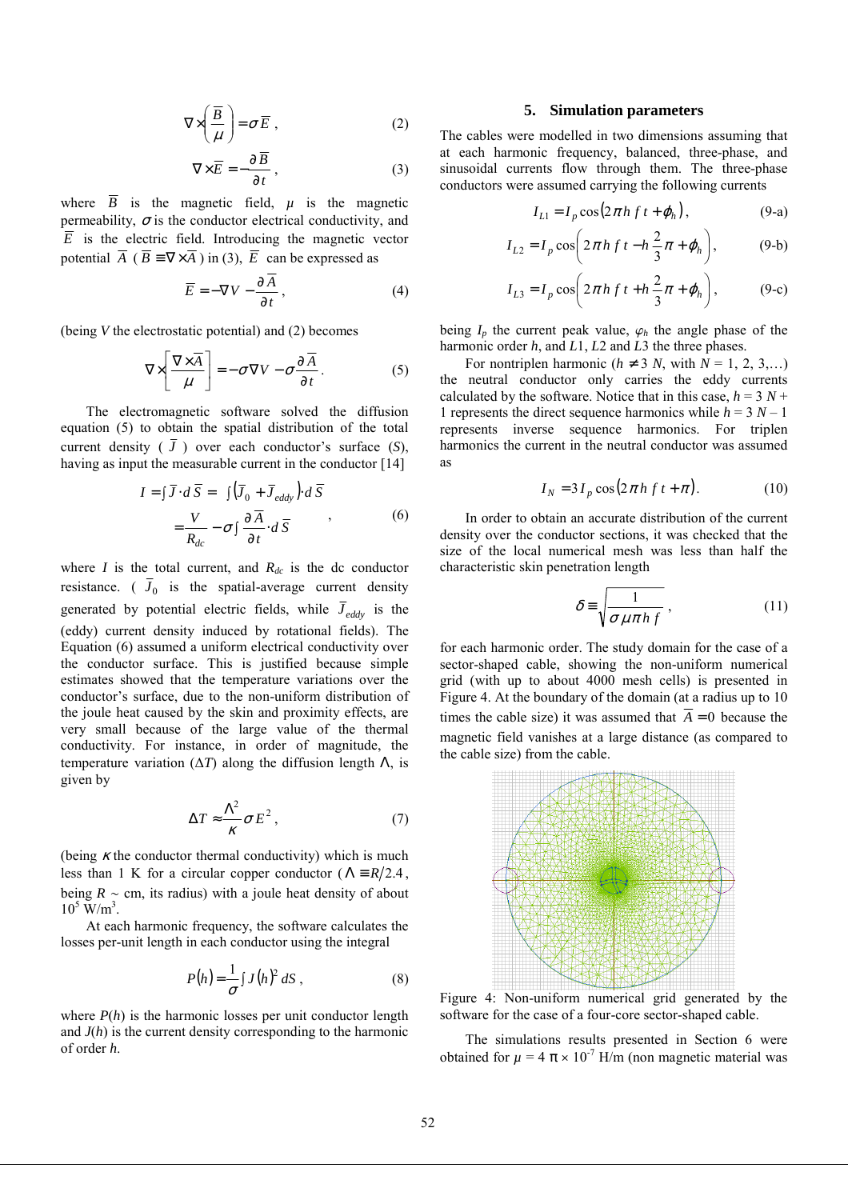$$\nabla \times \left( \frac{\bar{B}}{\mu} \right) = \sigma \bar{E} , \quad (2)$$

$$\nabla \times \bar{E} = -\frac{\partial \bar{B}}{\partial t} , \quad (3)$$

where $\bar{B}$ is the magnetic field, $\mu$ is the magnetic permeability, $\sigma$ is the conductor electrical conductivity, and $\bar{E}$ is the electric field. Introducing the magnetic vector potential $\bar{A}$ ($\bar{B} \equiv \nabla \times \bar{A}$) in (3), $\bar{E}$ can be expressed as

$$\bar{E} = -\nabla V - \frac{\partial \bar{A}}{\partial t} , \quad (4)$$

(being $V$ the electrostatic potential) and (2) becomes

$$\nabla \times \left[ \frac{\nabla \times \bar{A}}{\mu} \right] = -\sigma \nabla V - \sigma \frac{\partial \bar{A}}{\partial t} . \quad (5)$$

The electromagnetic software solved the diffusion equation (5) to obtain the spatial distribution of the total current density ($\bar{J}$) over each conductor's surface ($S$), having as input the measurable current in the conductor [14]

$$\begin{aligned} I &= \int \bar{J} \cdot d\bar{S} = \int \left( \bar{J}_0 + \bar{J}_{eddy} \right) \cdot d\bar{S} \\ &= \frac{V}{R_{dc}} - \sigma \int \frac{\partial \bar{A}}{\partial t} \cdot d\bar{S} \end{aligned} , \quad (6)$$

where $I$ is the total current, and $R_{dc}$ is the dc conductor resistance. ($\bar{J}_0$ is the spatial-average current density generated by potential electric fields, while $\bar{J}_{eddy}$ is the (eddy) current density induced by rotational fields). The Equation (6) assumed a uniform electrical conductivity over the conductor surface. This is justified because simple estimates showed that the temperature variations over the conductor's surface, due to the non-uniform distribution of the joule heat caused by the skin and proximity effects, are very small because of the large value of the thermal conductivity. For instance, in order of magnitude, the temperature variation ($\Delta T$) along the diffusion length $\Lambda$, is given by

$$\Delta T \approx \frac{\Lambda^2}{\kappa} \sigma E^2 , \quad (7)$$

(being $\kappa$ the conductor thermal conductivity) which is much less than 1 K for a circular copper conductor ($\Lambda \equiv R/2.4$, being $R \sim$ cm, its radius) with a joule heat density of about $10^5$ W/m$^3$.

At each harmonic frequency, the software calculates the losses per-unit length in each conductor using the integral

$$P(h) = \frac{1}{\sigma} \int J(h)^2 \, dS , \quad (8)$$

where $P(h)$ is the harmonic losses per unit conductor length and $J(h)$ is the current density corresponding to the harmonic of order $h$.

## 5. Simulation parameters

The cables were modelled in two dimensions assuming that at each harmonic frequency, balanced, three-phase, and sinusoidal currents flow through them. The three-phase conductors were assumed carrying the following currents

$$I_{L1} = I_p \cos\left(2\pi h \, f \, t + \varphi_h\right) , \quad (9\text{-a})$$

$$I_{L2} = I_p \cos\left(2\pi h \, f \, t - h \frac{2}{3}\pi + \varphi_h\right) , \quad (9\text{-b})$$

$$I_{L3} = I_p \cos\left(2\pi h \, f \, t + h \frac{2}{3}\pi + \varphi_h\right) , \quad (9\text{-c})$$

being $I_p$ the current peak value, $\varphi_h$ the angle phase of the harmonic order $h$, and $L1$, $L2$ and $L3$ the three phases.

For nontriplen harmonic ($h \neq 3\,N$, with $N = 1, 2, 3,\ldots$) the neutral conductor only carries the eddy currents calculated by the software. Notice that in this case, $h = 3\,N + 1$ represents the direct sequence harmonics while $h = 3\,N - 1$ represents inverse sequence harmonics. For triplen harmonics the current in the neutral conductor was assumed as

$$I_N = 3\, I_p \cos\left(2\pi h \, f \, t + \pi\right) . \quad (10)$$

In order to obtain an accurate distribution of the current density over the conductor sections, it was checked that the size of the local numerical mesh was less than half the characteristic skin penetration length

$$\delta \equiv \sqrt{\frac{1}{\sigma \mu \pi h \, f}} , \quad (11)$$

for each harmonic order. The study domain for the case of a sector-shaped cable, showing the non-uniform numerical grid (with up to about 4000 mesh cells) is presented in Figure 4. At the boundary of the domain (at a radius up to 10 times the cable size) it was assumed that $\bar{A} = 0$ because the magnetic field vanishes at a large distance (as compared to the cable size) from the cable.

Figure 4: Non-uniform numerical grid generated by the software for the case of a four-core sector-shaped cable.

The simulations results presented in Section 6 were obtained for $\mu = 4\,\pi \times 10^{-7}$ H/m (non magnetic material was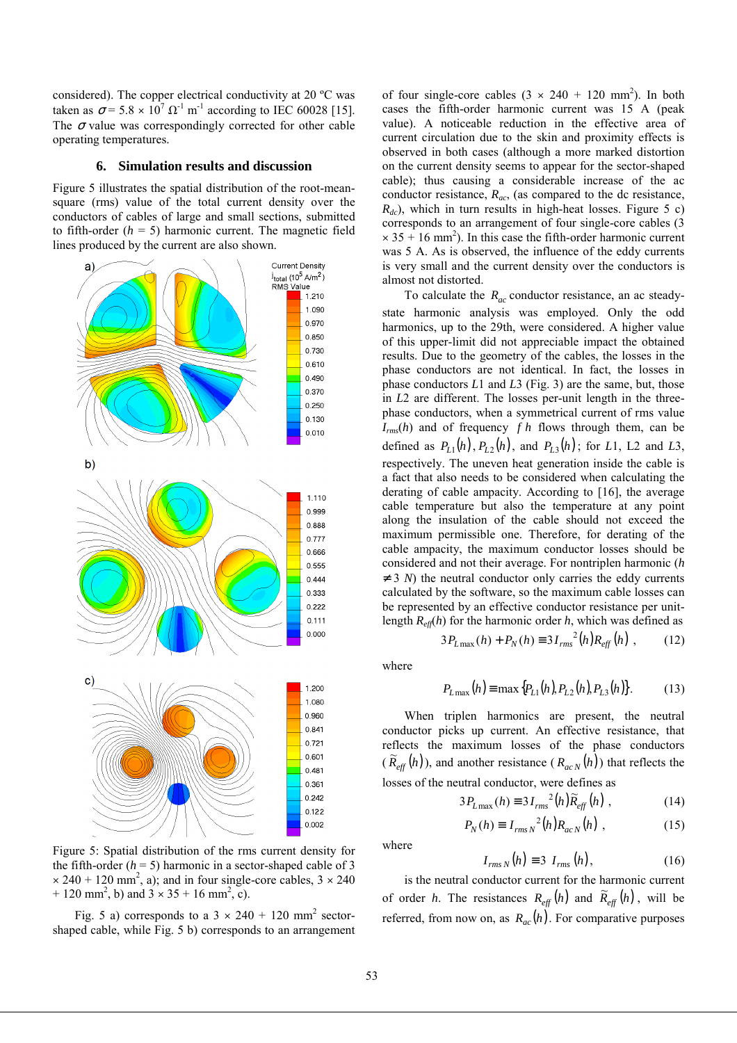considered). The copper electrical conductivity at 20 ºC was taken as $\sigma = 5.8 \times 10^{7}\ \Omega^{-1}\ \mathrm{m}^{-1}$ according to IEC 60028 [15]. The $\sigma$ value was correspondingly corrected for other cable operating temperatures.

## 6. Simulation results and discussion

Figure 5 illustrates the spatial distribution of the root-mean-square (rms) value of the total current density over the conductors of cables of large and small sections, submitted to fifth-order ($h$ = 5) harmonic current. The magnetic field lines produced by the current are also shown.

Figure 5: Spatial distribution of the rms current density for the fifth-order ($h$ = 5) harmonic in a sector-shaped cable of 3 × 240 + 120 mm$^2$, a); and in four single-core cables, 3 × 240 + 120 mm$^2$, b) and 3 × 35 + 16 mm$^2$, c).

Fig. 5 a) corresponds to a 3 × 240 + 120 mm$^2$ sector-shaped cable, while Fig. 5 b) corresponds to an arrangement of four single-core cables (3 × 240 + 120 mm$^2$). In both cases the fifth-order harmonic current was 15 A (peak value). A noticeable reduction in the effective area of current circulation due to the skin and proximity effects is observed in both cases (although a more marked distortion on the current density seems to appear for the sector-shaped cable); thus causing a considerable increase of the ac conductor resistance, $R_{ac}$, (as compared to the dc resistance, $R_{dc}$), which in turn results in high-heat losses. Figure 5 c) corresponds to an arrangement of four single-core cables (3 × 35 + 16 mm$^2$). In this case the fifth-order harmonic current was 5 A. As is observed, the influence of the eddy currents is very small and the current density over the conductors is almost not distorted.

To calculate the $R_{ac}$ conductor resistance, an ac steady-state harmonic analysis was employed. Only the odd harmonics, up to the 29th, were considered. A higher value of this upper-limit did not appreciable impact the obtained results. Due to the geometry of the cables, the losses in the phase conductors are not identical. In fact, the losses in phase conductors $L1$ and $L3$ (Fig. 3) are the same, but, those in $L2$ are different. The losses per-unit length in the three-phase conductors, when a symmetrical current of rms value $I_{rms}(h)$ and of frequency $f\,h$ flows through them, can be defined as $P_{L1}(h)$, $P_{L2}(h)$, and $P_{L3}(h)$; for $L1$, L2 and $L3$, respectively. The uneven heat generation inside the cable is a fact that also needs to be considered when calculating the derating of cable ampacity. According to [16], the average cable temperature but also the temperature at any point along the insulation of the cable should not exceed the maximum permissible one. Therefore, for derating of the cable ampacity, the maximum conductor losses should be considered and not their average. For nontriplen harmonic ($h \neq 3\,N$) the neutral conductor only carries the eddy currents calculated by the software, so the maximum cable losses can be represented by an effective conductor resistance per unit-length $R_{eff}(h)$ for the harmonic order $h$, which was defined as

$$3P_{L\max}(h) + P_N(h) \equiv 3 I_{rms}{}^{2}(h) R_{eff}(h)\ , \qquad (12)$$

where

$$P_{L\max}(h) \equiv \max\{P_{L1}(h), P_{L2}(h), P_{L3}(h)\}. \qquad (13)$$

When triplen harmonics are present, the neutral conductor picks up current. An effective resistance, that reflects the maximum losses of the phase conductors ($\widetilde{R}_{eff}(h)$), and another resistance ($R_{ac\,N}(h)$) that reflects the losses of the neutral conductor, were defines as

$$3P_{L\max}(h) \equiv 3 I_{rms}{}^{2}(h) \widetilde{R}_{eff}(h)\ , \qquad (14)$$

$$P_N(h) \equiv I_{rms\,N}{}^{2}(h) R_{ac\,N}(h)\ , \qquad (15)$$

where

$$I_{rms\,N}(h) \equiv 3\ I_{rms}(h), \qquad (16)$$

is the neutral conductor current for the harmonic current of order $h$. The resistances $R_{eff}(h)$ and $\widetilde{R}_{eff}(h)$, will be referred, from now on, as $R_{ac}(h)$. For comparative purposes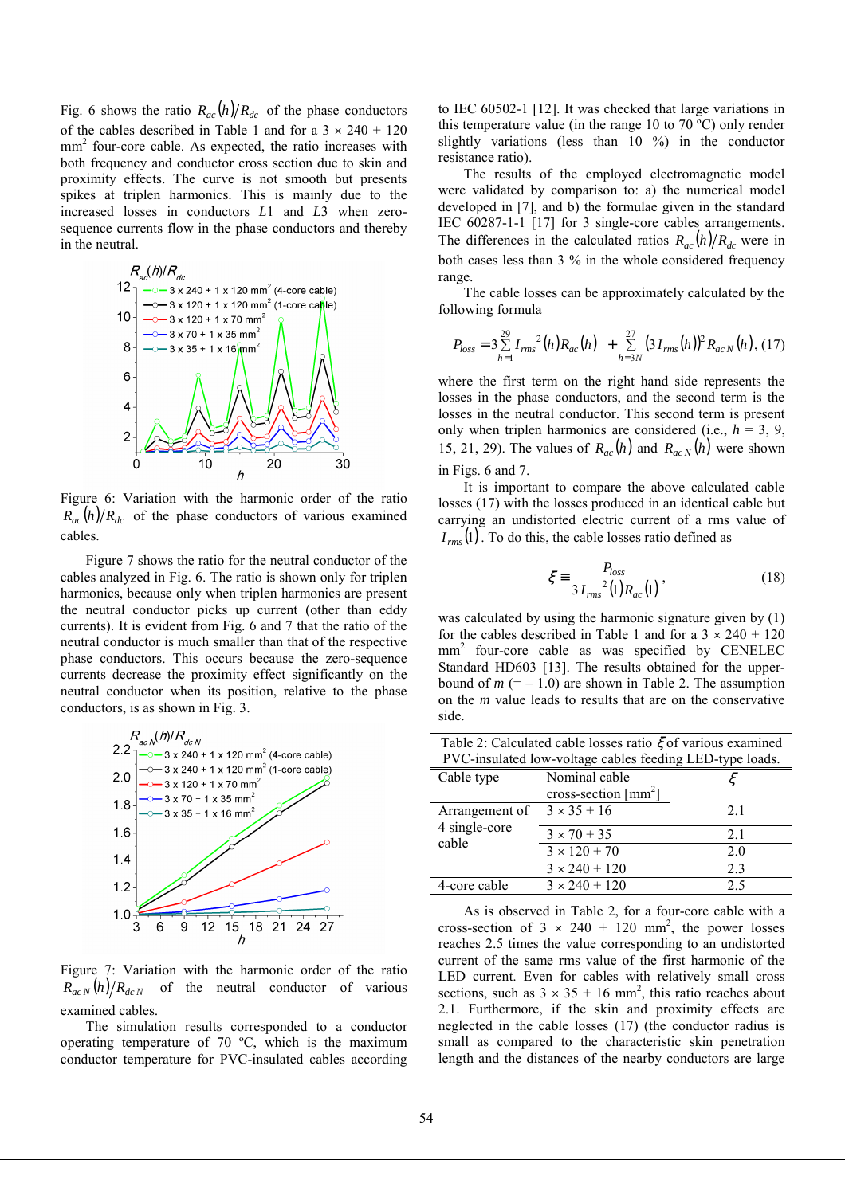Fig. 6 shows the ratio $R_{ac}(h)/R_{dc}$ of the phase conductors of the cables described in Table 1 and for a 3 × 240 + 120 mm$^2$ four-core cable. As expected, the ratio increases with both frequency and conductor cross section due to skin and proximity effects. The curve is not smooth but presents spikes at triplen harmonics. This is mainly due to the increased losses in conductors *L*1 and *L*3 when zero-sequence currents flow in the phase conductors and thereby in the neutral.

Figure 6: Variation with the harmonic order of the ratio $R_{ac}(h)/R_{dc}$ of the phase conductors of various examined cables.

Figure 7 shows the ratio for the neutral conductor of the cables analyzed in Fig. 6. The ratio is shown only for triplen harmonics, because only when triplen harmonics are present the neutral conductor picks up current (other than eddy currents). It is evident from Fig. 6 and 7 that the ratio of the neutral conductor is much smaller than that of the respective phase conductors. This occurs because the zero-sequence currents decrease the proximity effect significantly on the neutral conductor when its position, relative to the phase conductors, is as shown in Fig. 3.

Figure 7: Variation with the harmonic order of the ratio $R_{ac\,N}(h)/R_{dc\,N}$ of the neutral conductor of various examined cables.

The simulation results corresponded to a conductor operating temperature of 70 ºC, which is the maximum conductor temperature for PVC-insulated cables according to IEC 60502-1 [12]. It was checked that large variations in this temperature value (in the range 10 to 70 ºC) only render slightly variations (less than 10 %) in the conductor resistance ratio).

The results of the employed electromagnetic model were validated by comparison to: a) the numerical model developed in [7], and b) the formulae given in the standard IEC 60287-1-1 [17] for 3 single-core cables arrangements. The differences in the calculated ratios $R_{ac}(h)/R_{dc}$ were in both cases less than 3 % in the whole considered frequency range.

The cable losses can be approximately calculated by the following formula

$$P_{loss} = 3\sum_{h=1}^{29} I_{rms}^{\;2}(h) R_{ac}(h) + \sum_{h=3N}^{27} \left(3 I_{rms}(h)\right)^2 R_{ac\,N}(h), \quad (17)$$

where the first term on the right hand side represents the losses in the phase conductors, and the second term is the losses in the neutral conductor. This second term is present only when triplen harmonics are considered (i.e., *h* = 3, 9, 15, 21, 29). The values of $R_{ac}(h)$ and $R_{ac\,N}(h)$ were shown in Figs. 6 and 7.

It is important to compare the above calculated cable losses (17) with the losses produced in an identical cable but carrying an undistorted electric current of a rms value of $I_{rms}(1)$. To do this, the cable losses ratio defined as

$$\xi \equiv \frac{P_{loss}}{3 I_{rms}^{\;2}(1) R_{ac}(1)}, \quad (18)$$

was calculated by using the harmonic signature given by (1) for the cables described in Table 1 and for a 3 × 240 + 120 mm$^2$ four-core cable as was specified by CENELEC Standard HD603 [13]. The results obtained for the upper-bound of *m* (= – 1.0) are shown in Table 2. The assumption on the *m* value leads to results that are on the conservative side.

Table 2: Calculated cable losses ratio $\xi$ of various examined PVC-insulated low-voltage cables feeding LED-type loads.

| Cable type | Nominal cable cross-section [mm$^2$] | $\xi$ |
|---|---|---|
| Arrangement of 4 single-core cable | 3 × 35 + 16 | 2.1 |
| | 3 × 70 + 35 | 2.1 |
| | 3 × 120 + 70 | 2.0 |
| | 3 × 240 + 120 | 2.3 |
| 4-core cable | 3 × 240 + 120 | 2.5 |

As is observed in Table 2, for a four-core cable with a cross-section of 3 × 240 + 120 mm$^2$, the power losses reaches 2.5 times the value corresponding to an undistorted current of the same rms value of the first harmonic of the LED current. Even for cables with relatively small cross sections, such as 3 × 35 + 16 mm$^2$, this ratio reaches about 2.1. Furthermore, if the skin and proximity effects are neglected in the cable losses (17) (the conductor radius is small as compared to the characteristic skin penetration length and the distances of the nearby conductors are large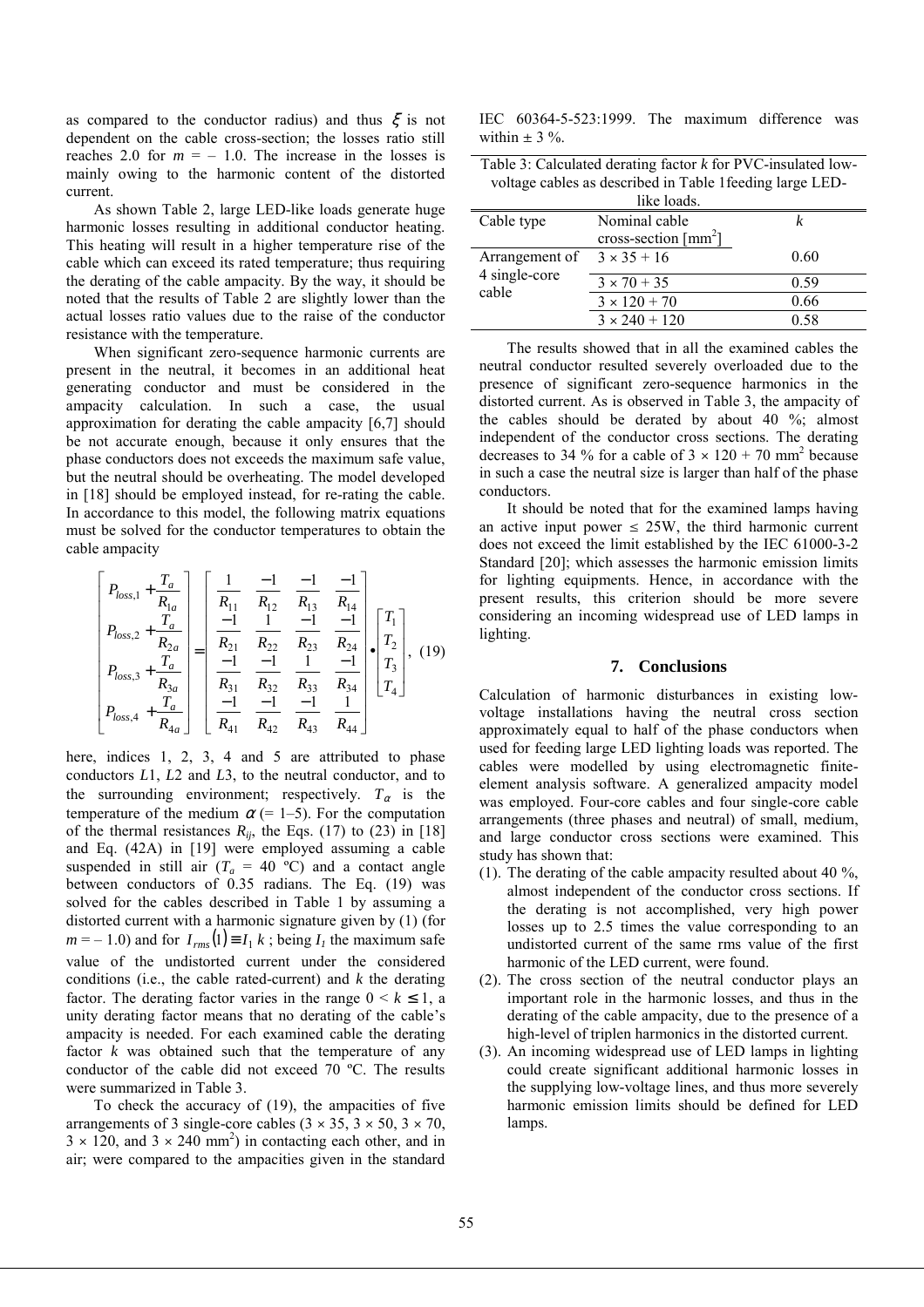as compared to the conductor radius) and thus $\xi$ is not dependent on the cable cross-section; the losses ratio still reaches 2.0 for $m = -1.0$. The increase in the losses is mainly owing to the harmonic content of the distorted current.

As shown Table 2, large LED-like loads generate huge harmonic losses resulting in additional conductor heating. This heating will result in a higher temperature rise of the cable which can exceed its rated temperature; thus requiring the derating of the cable ampacity. By the way, it should be noted that the results of Table 2 are slightly lower than the actual losses ratio values due to the raise of the conductor resistance with the temperature.

When significant zero-sequence harmonic currents are present in the neutral, it becomes in an additional heat generating conductor and must be considered in the ampacity calculation. In such a case, the usual approximation for derating the cable ampacity [6,7] should be not accurate enough, because it only ensures that the phase conductors does not exceeds the maximum safe value, but the neutral should be overheating. The model developed in [18] should be employed instead, for re-rating the cable. In accordance to this model, the following matrix equations must be solved for the conductor temperatures to obtain the cable ampacity

$$\begin{bmatrix} P_{loss,1} + \frac{T_a}{R_{1a}} \\ P_{loss,2} + \frac{T_a}{R_{2a}} \\ P_{loss,3} + \frac{T_a}{R_{3a}} \\ P_{loss,4} + \frac{T_a}{R_{4a}} \end{bmatrix} = \begin{bmatrix} \frac{1}{R_{11}} & \frac{-1}{R_{12}} & \frac{-1}{R_{13}} & \frac{-1}{R_{14}} \\ \frac{-1}{R_{21}} & \frac{1}{R_{22}} & \frac{-1}{R_{23}} & \frac{-1}{R_{24}} \\ \frac{-1}{R_{31}} & \frac{-1}{R_{32}} & \frac{1}{R_{33}} & \frac{-1}{R_{34}} \\ \frac{-1}{R_{41}} & \frac{-1}{R_{42}} & \frac{-1}{R_{43}} & \frac{1}{R_{44}} \end{bmatrix} \cdot \begin{bmatrix} T_1 \\ T_2 \\ T_3 \\ T_4 \end{bmatrix}, \quad (19)$$

here, indices 1, 2, 3, 4 and 5 are attributed to phase conductors $L1$, $L2$ and $L3$, to the neutral conductor, and to the surrounding environment; respectively. $T_\alpha$ is the temperature of the medium $\alpha$ (= 1–5). For the computation of the thermal resistances $R_{ij}$, the Eqs. (17) to (23) in [18] and Eq. (42A) in [19] were employed assuming a cable suspended in still air ($T_a$ = 40 ºC) and a contact angle between conductors of 0.35 radians. The Eq. (19) was solved for the cables described in Table 1 by assuming a distorted current with a harmonic signature given by (1) (for $m = -1.0$) and for $I_{rms}(1) \equiv I_1\, k$; being $I_1$ the maximum safe value of the undistorted current under the considered conditions (i.e., the cable rated-current) and $k$ the derating factor. The derating factor varies in the range $0 < k \leq 1$, a unity derating factor means that no derating of the cable's ampacity is needed. For each examined cable the derating factor $k$ was obtained such that the temperature of any conductor of the cable did not exceed 70 ºC. The results were summarized in Table 3.

To check the accuracy of (19), the ampacities of five arrangements of 3 single-core cables (3 × 35, 3 × 50, 3 × 70, 3 × 120, and 3 × 240 mm$^2$) in contacting each other, and in air; were compared to the ampacities given in the standard IEC 60364-5-523:1999. The maximum difference was within ± 3 %.

Table 3: Calculated derating factor $k$ for PVC-insulated low-voltage cables as described in Table 1feeding large LED-like loads.

| Cable type | Nominal cable cross-section [mm$^2$] | $k$ |
|---|---|---|
| Arrangement of 4 single-core cable | 3 × 35 + 16 | 0.60 |
| | 3 × 70 + 35 | 0.59 |
| | 3 × 120 + 70 | 0.66 |
| | 3 × 240 + 120 | 0.58 |

The results showed that in all the examined cables the neutral conductor resulted severely overloaded due to the presence of significant zero-sequence harmonics in the distorted current. As is observed in Table 3, the ampacity of the cables should be derated by about 40 %; almost independent of the conductor cross sections. The derating decreases to 34 % for a cable of 3 × 120 + 70 mm$^2$ because in such a case the neutral size is larger than half of the phase conductors.

It should be noted that for the examined lamps having an active input power ≤ 25W, the third harmonic current does not exceed the limit established by the IEC 61000-3-2 Standard [20]; which assesses the harmonic emission limits for lighting equipments. Hence, in accordance with the present results, this criterion should be more severe considering an incoming widespread use of LED lamps in lighting.

## 7. Conclusions

Calculation of harmonic disturbances in existing low-voltage installations having the neutral cross section approximately equal to half of the phase conductors when used for feeding large LED lighting loads was reported. The cables were modelled by using electromagnetic finite-element analysis software. A generalized ampacity model was employed. Four-core cables and four single-core cable arrangements (three phases and neutral) of small, medium, and large conductor cross sections were examined. This study has shown that:

(1). The derating of the cable ampacity resulted about 40 %, almost independent of the conductor cross sections. If the derating is not accomplished, very high power losses up to 2.5 times the value corresponding to an undistorted current of the same rms value of the first harmonic of the LED current, were found.

(2). The cross section of the neutral conductor plays an important role in the harmonic losses, and thus in the derating of the cable ampacity, due to the presence of a high-level of triplen harmonics in the distorted current.

(3). An incoming widespread use of LED lamps in lighting could create significant additional harmonic losses in the supplying low-voltage lines, and thus more severely harmonic emission limits should be defined for LED lamps.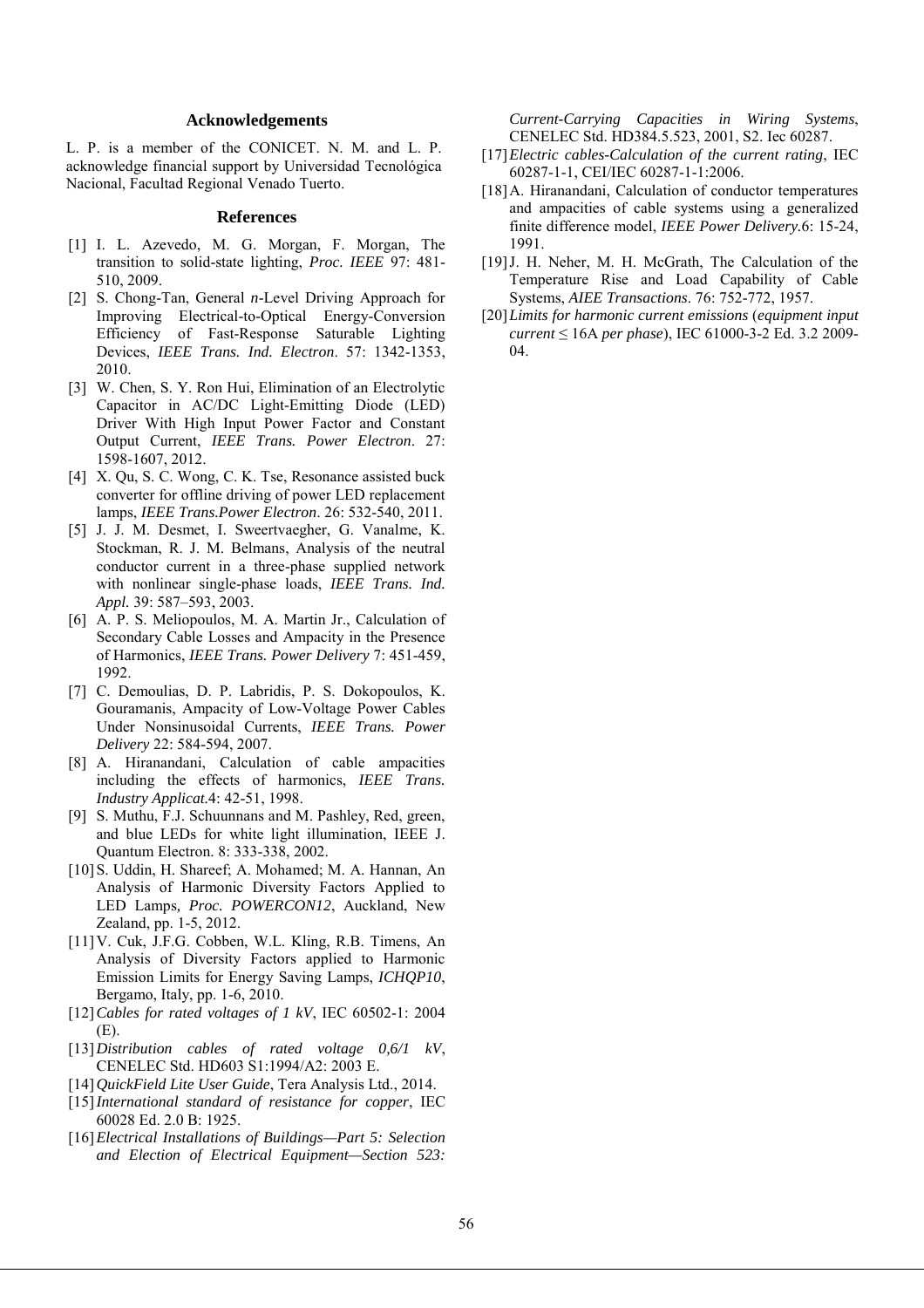## Acknowledgements

L. P. is a member of the CONICET. N. M. and L. P. acknowledge financial support by Universidad Tecnológica Nacional, Facultad Regional Venado Tuerto.

## References

[1] I. L. Azevedo, M. G. Morgan, F. Morgan, The transition to solid-state lighting, *Proc. IEEE* 97: 481-510, 2009.

[2] S. Chong-Tan, General *n*-Level Driving Approach for Improving Electrical-to-Optical Energy-Conversion Efficiency of Fast-Response Saturable Lighting Devices, *IEEE Trans. Ind. Electron*. 57: 1342-1353, 2010.

[3] W. Chen, S. Y. Ron Hui, Elimination of an Electrolytic Capacitor in AC/DC Light-Emitting Diode (LED) Driver With High Input Power Factor and Constant Output Current, *IEEE Trans. Power Electron*. 27: 1598-1607, 2012.

[4] X. Qu, S. C. Wong, C. K. Tse, Resonance assisted buck converter for offline driving of power LED replacement lamps, *IEEE Trans.Power Electron*. 26: 532-540, 2011.

[5] J. J. M. Desmet, I. Sweertvaegher, G. Vanalme, K. Stockman, R. J. M. Belmans, Analysis of the neutral conductor current in a three-phase supplied network with nonlinear single-phase loads, *IEEE Trans. Ind. Appl.* 39: 587–593, 2003.

[6] A. P. S. Meliopoulos, M. A. Martin Jr., Calculation of Secondary Cable Losses and Ampacity in the Presence of Harmonics, *IEEE Trans. Power Delivery* 7: 451-459, 1992.

[7] C. Demoulias, D. P. Labridis, P. S. Dokopoulos, K. Gouramanis, Ampacity of Low-Voltage Power Cables Under Nonsinusoidal Currents, *IEEE Trans. Power Delivery* 22: 584-594, 2007.

[8] A. Hiranandani, Calculation of cable ampacities including the effects of harmonics, *IEEE Trans. Industry Applicat.*4: 42-51, 1998.

[9] S. Muthu, F.J. Schuunnans and M. Pashley, Red, green, and blue LEDs for white light illumination, IEEE J. Quantum Electron. 8: 333-338, 2002.

[10] S. Uddin, H. Shareef; A. Mohamed; M. A. Hannan, An Analysis of Harmonic Diversity Factors Applied to LED Lamps*, Proc. POWERCON12*, Auckland, New Zealand, pp. 1-5, 2012.

[11] V. Cuk, J.F.G. Cobben, W.L. Kling, R.B. Timens, An Analysis of Diversity Factors applied to Harmonic Emission Limits for Energy Saving Lamps, *ICHQP10*, Bergamo, Italy, pp. 1-6, 2010.

[12] *Cables for rated voltages of 1 kV*, IEC 60502-1: 2004 (E).

[13] *Distribution cables of rated voltage 0,6/1 kV*, CENELEC Std. HD603 S1:1994/A2: 2003 E.

[14] *QuickField Lite User Guide*, Tera Analysis Ltd., 2014.

[15] *International standard of resistance for copper*, IEC 60028 Ed. 2.0 B: 1925.

[16] *Electrical Installations of Buildings—Part 5: Selection and Election of Electrical Equipment—Section 523: Current-Carrying Capacities in Wiring Systems*, CENELEC Std. HD384.5.523, 2001, S2. Iec 60287.

[17] *Electric cables-Calculation of the current rating*, IEC 60287-1-1, CEI/IEC 60287-1-1:2006.

[18] A. Hiranandani, Calculation of conductor temperatures and ampacities of cable systems using a generalized finite difference model, *IEEE Power Delivery.*6: 15-24, 1991.

[19] J. H. Neher, M. H. McGrath, The Calculation of the Temperature Rise and Load Capability of Cable Systems, *AIEE Transactions*. 76: 752-772, 1957.

[20] *Limits for harmonic current emissions* (*equipment input current* ≤ 16A *per phase*), IEC 61000-3-2 Ed. 3.2 2009-04.